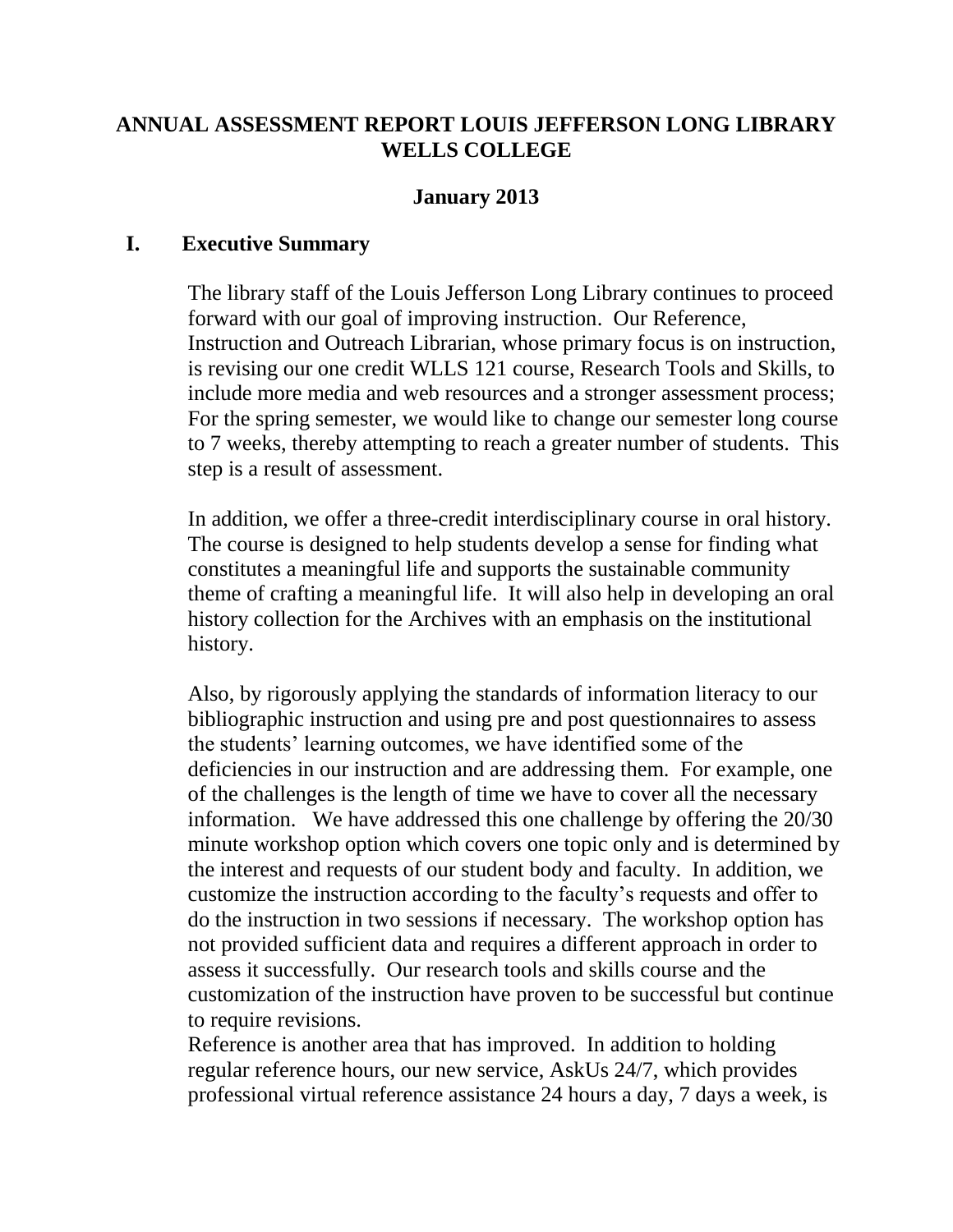# ANNUAL ASSESSMENT REPORT LOUIS JEFFERSON LONG LIBRARY WELLS COLLEGE

**January 2013**

## I. Executive Summary

The library staff of the Louis Jefferson Long Library continues to proceed forward with our goal of improving instruction. Our Reference, Instruction and Outreach Librarian, whose primary focus is on instruction, is revising our one credit WLLS 121 course, Research Tools and Skills, to include more media and web resources and a stronger assessment process; For the spring semester, we would like to change our semester long course to 7 weeks, thereby attempting to reach a greater number of students. This step is a result of assessment.

In addition, we offer a three-credit interdisciplinary course in oral history. The course is designed to help students develop a sense for finding what constitutes a meaningful life and supports the sustainable community theme of crafting a meaningful life. It will also help in developing an oral history collection for the Archives with an emphasis on the institutional history.

Also, by rigorously applying the standards of information literacy to our bibliographic instruction and using pre and post questionnaires to assess the students' learning outcomes, we have identified some of the deficiencies in our instruction and are addressing them. For example, one of the challenges is the length of time we have to cover all the necessary information. We have addressed this one challenge by offering the 20/30 minute workshop option which covers one topic only and is determined by the interest and requests of our student body and faculty. In addition, we customize the instruction according to the faculty's requests and offer to do the instruction in two sessions if necessary. The workshop option has not provided sufficient data and requires a different approach in order to assess it successfully. Our research tools and skills course and the customization of the instruction have proven to be successful but continue to require revisions.

Reference is another area that has improved. In addition to holding regular reference hours, our new service, AskUs 24/7, which provides professional virtual reference assistance 24 hours a day, 7 days a week, is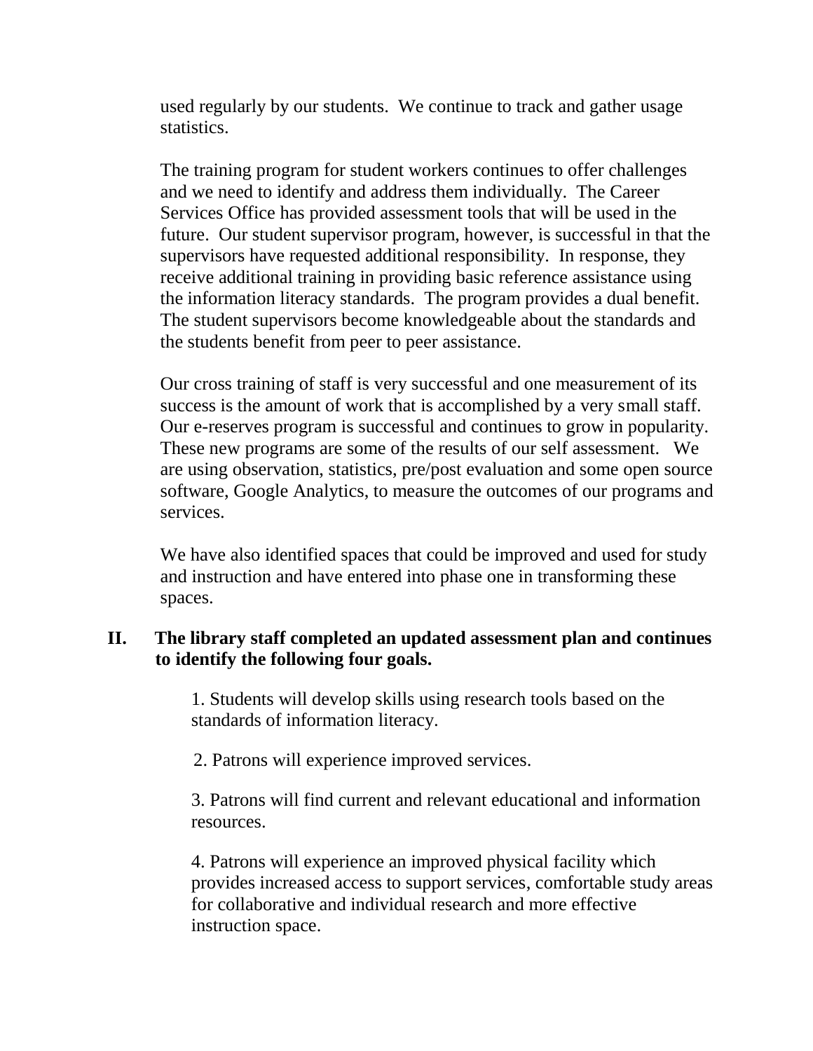used regularly by our students. We continue to track and gather usage statistics.

The training program for student workers continues to offer challenges and we need to identify and address them individually. The Career Services Office has provided assessment tools that will be used in the future. Our student supervisor program, however, is successful in that the supervisors have requested additional responsibility. In response, they receive additional training in providing basic reference assistance using the information literacy standards. The program provides a dual benefit. The student supervisors become knowledgeable about the standards and the students benefit from peer to peer assistance.

Our cross training of staff is very successful and one measurement of its success is the amount of work that is accomplished by a very small staff. Our e-reserves program is successful and continues to grow in popularity. These new programs are some of the results of our self assessment. We are using observation, statistics, pre/post evaluation and some open source software, Google Analytics, to measure the outcomes of our programs and services.

We have also identified spaces that could be improved and used for study and instruction and have entered into phase one in transforming these spaces.

## II. The library staff completed an updated assessment plan and continues to identify the following four goals.

1. Students will develop skills using research tools based on the standards of information literacy.

2. Patrons will experience improved services.

3. Patrons will find current and relevant educational and information resources.

4. Patrons will experience an improved physical facility which provides increased access to support services, comfortable study areas for collaborative and individual research and more effective instruction space.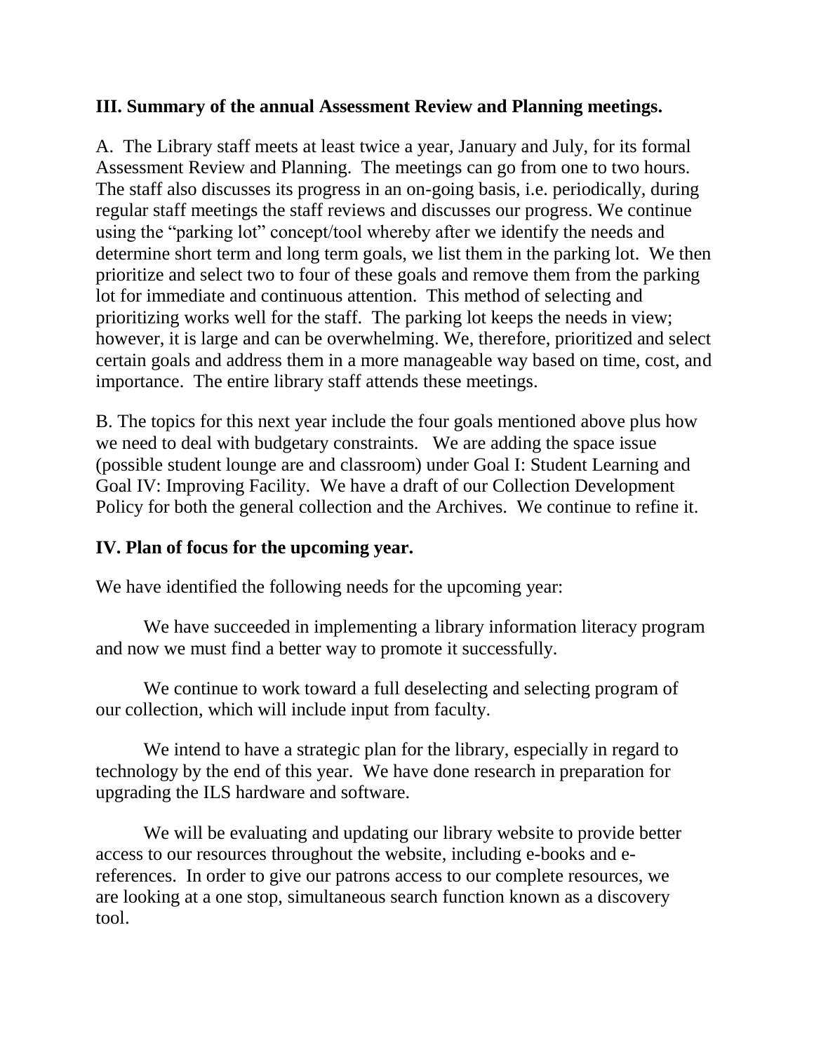## III. Summary of the annual Assessment Review and Planning meetings.

A. The Library staff meets at least twice a year, January and July, for its formal Assessment Review and Planning. The meetings can go from one to two hours. The staff also discusses its progress in an on-going basis, i.e. periodically, during regular staff meetings the staff reviews and discusses our progress. We continue using the "parking lot" concept/tool whereby after we identify the needs and determine short term and long term goals, we list them in the parking lot. We then prioritize and select two to four of these goals and remove them from the parking lot for immediate and continuous attention. This method of selecting and prioritizing works well for the staff. The parking lot keeps the needs in view; however, it is large and can be overwhelming. We, therefore, prioritized and select certain goals and address them in a more manageable way based on time, cost, and importance. The entire library staff attends these meetings.

B. The topics for this next year include the four goals mentioned above plus how we need to deal with budgetary constraints. We are adding the space issue (possible student lounge are and classroom) under Goal I: Student Learning and Goal IV: Improving Facility. We have a draft of our Collection Development Policy for both the general collection and the Archives. We continue to refine it.

## IV. Plan of focus for the upcoming year.

We have identified the following needs for the upcoming year:

We have succeeded in implementing a library information literacy program and now we must find a better way to promote it successfully.

We continue to work toward a full deselecting and selecting program of our collection, which will include input from faculty.

We intend to have a strategic plan for the library, especially in regard to technology by the end of this year. We have done research in preparation for upgrading the ILS hardware and software.

We will be evaluating and updating our library website to provide better access to our resources throughout the website, including e-books and e-references. In order to give our patrons access to our complete resources, we are looking at a one stop, simultaneous search function known as a discovery tool.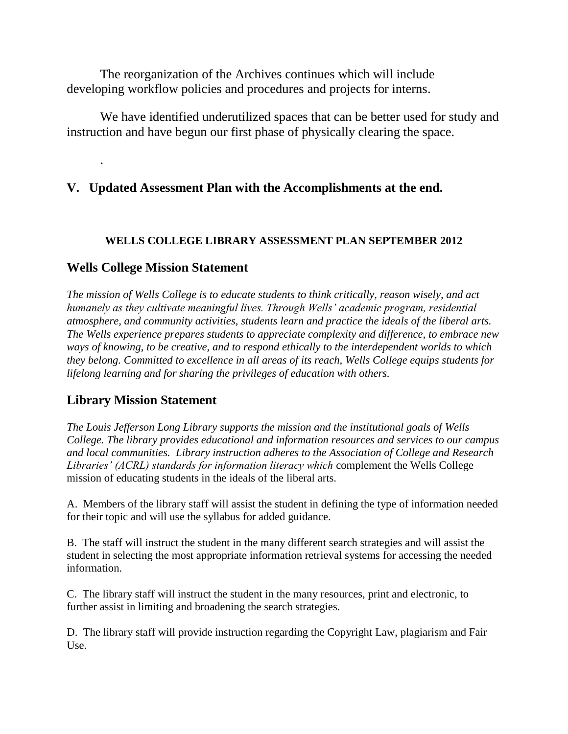The reorganization of the Archives continues which will include developing workflow policies and procedures and projects for interns.

We have identified underutilized spaces that can be better used for study and instruction and have begun our first phase of physically clearing the space.

.

## V. Updated Assessment Plan with the Accomplishments at the end.

**WELLS COLLEGE LIBRARY ASSESSMENT PLAN SEPTEMBER 2012**

### Wells College Mission Statement

*The mission of Wells College is to educate students to think critically, reason wisely, and act humanely as they cultivate meaningful lives. Through Wells' academic program, residential atmosphere, and community activities, students learn and practice the ideals of the liberal arts. The Wells experience prepares students to appreciate complexity and difference, to embrace new ways of knowing, to be creative, and to respond ethically to the interdependent worlds to which they belong. Committed to excellence in all areas of its reach, Wells College equips students for lifelong learning and for sharing the privileges of education with others.*

### Library Mission Statement

*The Louis Jefferson Long Library supports the mission and the institutional goals of Wells College. The library provides educational and information resources and services to our campus and local communities. Library instruction adheres to the Association of College and Research Libraries' (ACRL) standards for information literacy which* complement the Wells College mission of educating students in the ideals of the liberal arts.

A. Members of the library staff will assist the student in defining the type of information needed for their topic and will use the syllabus for added guidance.

B. The staff will instruct the student in the many different search strategies and will assist the student in selecting the most appropriate information retrieval systems for accessing the needed information.

C. The library staff will instruct the student in the many resources, print and electronic, to further assist in limiting and broadening the search strategies.

D. The library staff will provide instruction regarding the Copyright Law, plagiarism and Fair Use.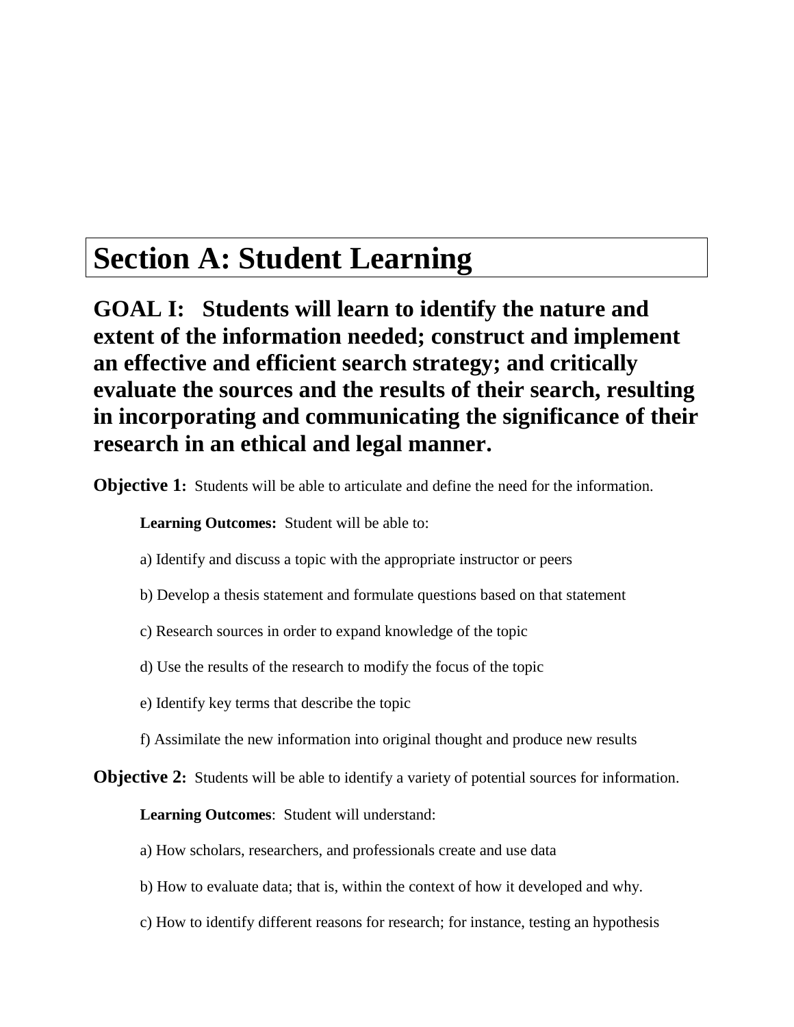# Section A: Student Learning

## GOAL I: Students will learn to identify the nature and extent of the information needed; construct and implement an effective and efficient search strategy; and critically evaluate the sources and the results of their search, resulting in incorporating and communicating the significance of their research in an ethical and legal manner.

**Objective 1:** Students will be able to articulate and define the need for the information.

**Learning Outcomes:** Student will be able to:

a) Identify and discuss a topic with the appropriate instructor or peers

b) Develop a thesis statement and formulate questions based on that statement

c) Research sources in order to expand knowledge of the topic

d) Use the results of the research to modify the focus of the topic

e) Identify key terms that describe the topic

f) Assimilate the new information into original thought and produce new results

**Objective 2:** Students will be able to identify a variety of potential sources for information.

**Learning Outcomes**: Student will understand:

a) How scholars, researchers, and professionals create and use data

b) How to evaluate data; that is, within the context of how it developed and why.

c) How to identify different reasons for research; for instance, testing an hypothesis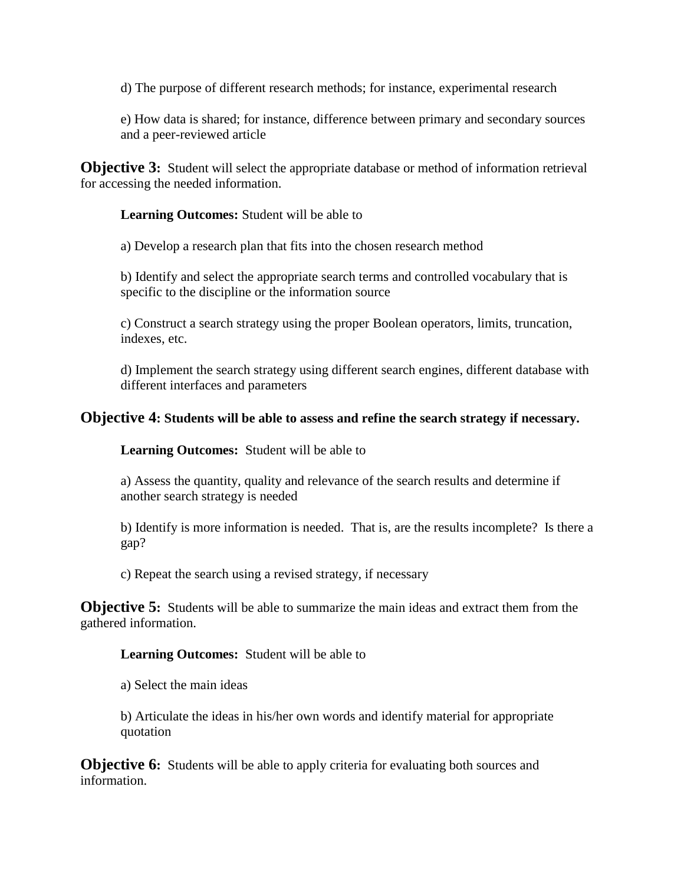d) The purpose of different research methods; for instance, experimental research

e) How data is shared; for instance, difference between primary and secondary sources and a peer-reviewed article

**Objective 3:** Student will select the appropriate database or method of information retrieval for accessing the needed information.

**Learning Outcomes:** Student will be able to

a) Develop a research plan that fits into the chosen research method

b) Identify and select the appropriate search terms and controlled vocabulary that is specific to the discipline or the information source

c) Construct a search strategy using the proper Boolean operators, limits, truncation, indexes, etc.

d) Implement the search strategy using different search engines, different database with different interfaces and parameters

**Objective 4: Students will be able to assess and refine the search strategy if necessary.**

**Learning Outcomes:** Student will be able to

a) Assess the quantity, quality and relevance of the search results and determine if another search strategy is needed

b) Identify is more information is needed. That is, are the results incomplete? Is there a gap?

c) Repeat the search using a revised strategy, if necessary

**Objective 5:** Students will be able to summarize the main ideas and extract them from the gathered information.

**Learning Outcomes:** Student will be able to

a) Select the main ideas

b) Articulate the ideas in his/her own words and identify material for appropriate quotation

**Objective 6:** Students will be able to apply criteria for evaluating both sources and information.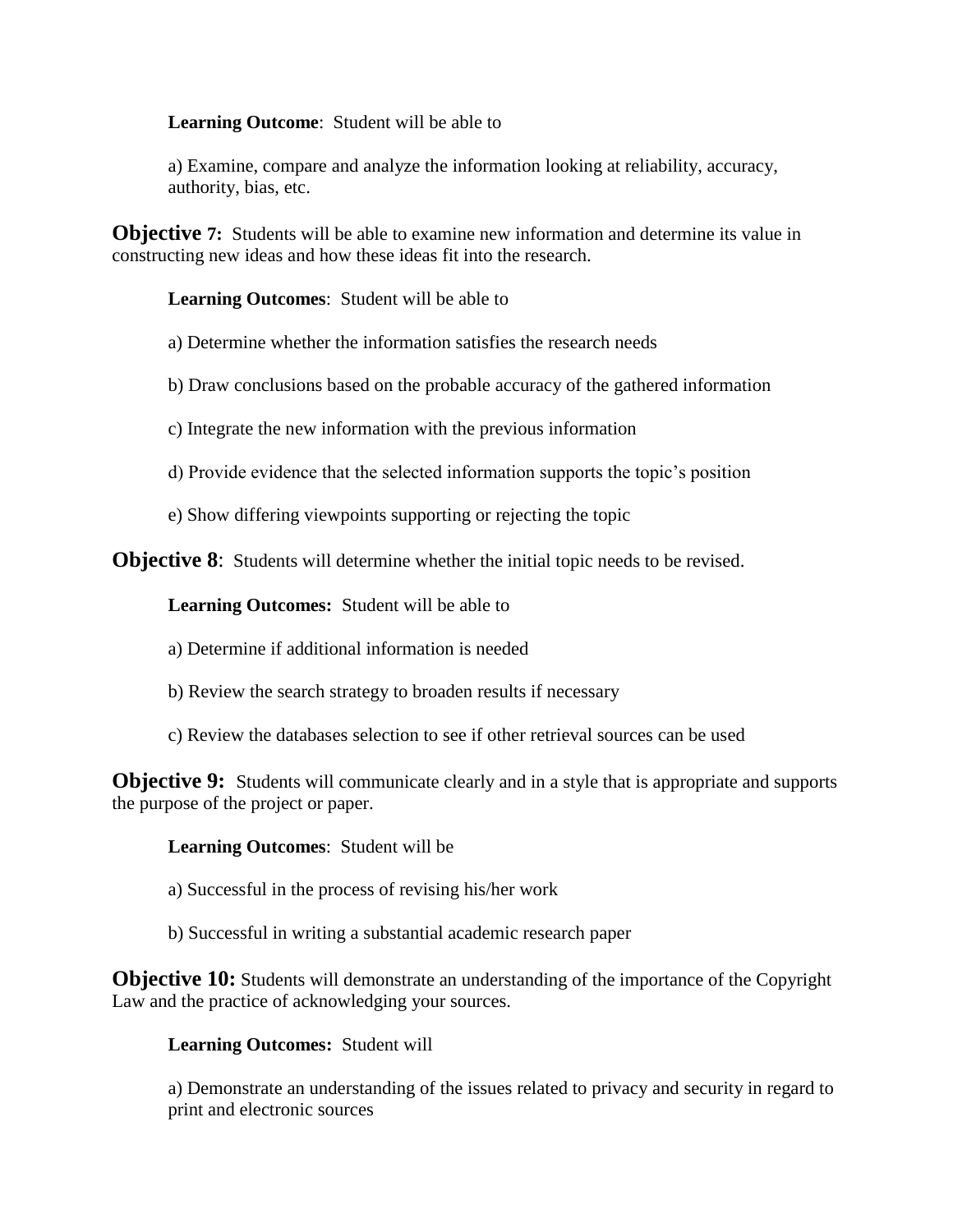**Learning Outcome**: Student will be able to

a) Examine, compare and analyze the information looking at reliability, accuracy, authority, bias, etc.

**Objective 7:** Students will be able to examine new information and determine its value in constructing new ideas and how these ideas fit into the research.

**Learning Outcomes**: Student will be able to

a) Determine whether the information satisfies the research needs

b) Draw conclusions based on the probable accuracy of the gathered information

c) Integrate the new information with the previous information

d) Provide evidence that the selected information supports the topic's position

e) Show differing viewpoints supporting or rejecting the topic

**Objective 8**: Students will determine whether the initial topic needs to be revised.

**Learning Outcomes:** Student will be able to

a) Determine if additional information is needed

b) Review the search strategy to broaden results if necessary

c) Review the databases selection to see if other retrieval sources can be used

**Objective 9:** Students will communicate clearly and in a style that is appropriate and supports the purpose of the project or paper.

**Learning Outcomes**: Student will be

a) Successful in the process of revising his/her work

b) Successful in writing a substantial academic research paper

**Objective 10:** Students will demonstrate an understanding of the importance of the Copyright Law and the practice of acknowledging your sources.

**Learning Outcomes:** Student will

a) Demonstrate an understanding of the issues related to privacy and security in regard to print and electronic sources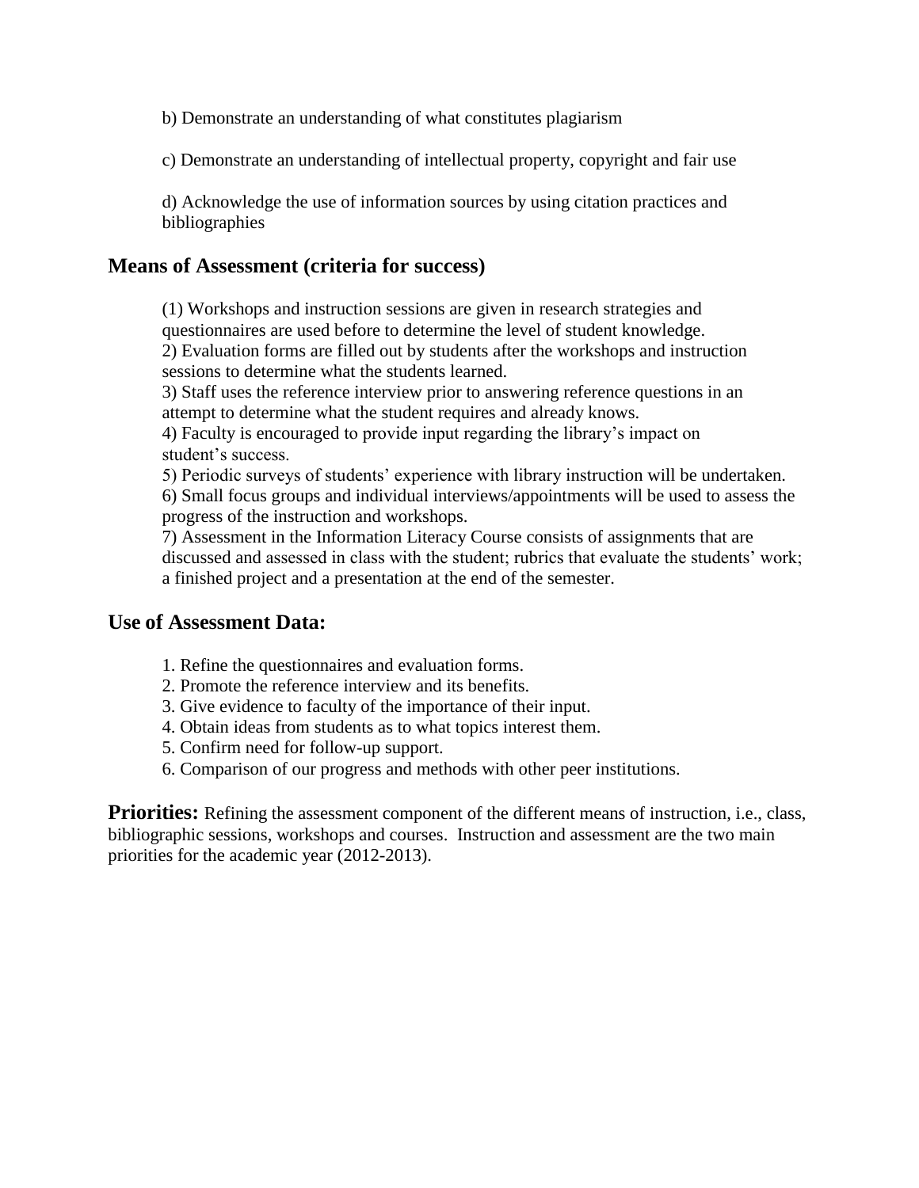b) Demonstrate an understanding of what constitutes plagiarism

c) Demonstrate an understanding of intellectual property, copyright and fair use

d) Acknowledge the use of information sources by using citation practices and bibliographies

## Means of Assessment (criteria for success)

(1) Workshops and instruction sessions are given in research strategies and questionnaires are used before to determine the level of student knowledge.
2) Evaluation forms are filled out by students after the workshops and instruction sessions to determine what the students learned.
3) Staff uses the reference interview prior to answering reference questions in an attempt to determine what the student requires and already knows.
4) Faculty is encouraged to provide input regarding the library's impact on student's success.
5) Periodic surveys of students' experience with library instruction will be undertaken.
6) Small focus groups and individual interviews/appointments will be used to assess the progress of the instruction and workshops.
7) Assessment in the Information Literacy Course consists of assignments that are discussed and assessed in class with the student; rubrics that evaluate the students' work; a finished project and a presentation at the end of the semester.

## Use of Assessment Data:

1. Refine the questionnaires and evaluation forms.
2. Promote the reference interview and its benefits.
3. Give evidence to faculty of the importance of their input.
4. Obtain ideas from students as to what topics interest them.
5. Confirm need for follow-up support.
6. Comparison of our progress and methods with other peer institutions.

**Priorities:** Refining the assessment component of the different means of instruction, i.e., class, bibliographic sessions, workshops and courses. Instruction and assessment are the two main priorities for the academic year (2012-2013).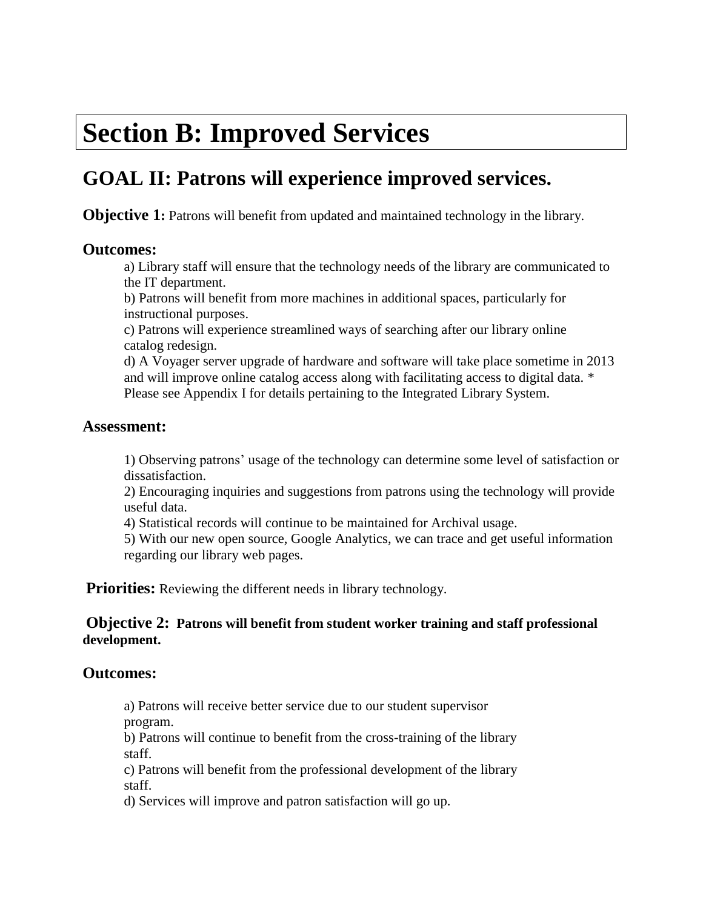# Section B: Improved Services

## GOAL II: Patrons will experience improved services.

**Objective 1:** Patrons will benefit from updated and maintained technology in the library.

### Outcomes:

a) Library staff will ensure that the technology needs of the library are communicated to the IT department.
b) Patrons will benefit from more machines in additional spaces, particularly for instructional purposes.
c) Patrons will experience streamlined ways of searching after our library online catalog redesign.
d) A Voyager server upgrade of hardware and software will take place sometime in 2013 and will improve online catalog access along with facilitating access to digital data. * Please see Appendix I for details pertaining to the Integrated Library System.

### Assessment:

1) Observing patrons' usage of the technology can determine some level of satisfaction or dissatisfaction.
2) Encouraging inquiries and suggestions from patrons using the technology will provide useful data.
4) Statistical records will continue to be maintained for Archival usage.
5) With our new open source, Google Analytics, we can trace and get useful information regarding our library web pages.

**Priorities:** Reviewing the different needs in library technology.

**Objective 2: Patrons will benefit from student worker training and staff professional development.**

### Outcomes:

a) Patrons will receive better service due to our student supervisor program.
b) Patrons will continue to benefit from the cross-training of the library staff.
c) Patrons will benefit from the professional development of the library staff.
d) Services will improve and patron satisfaction will go up.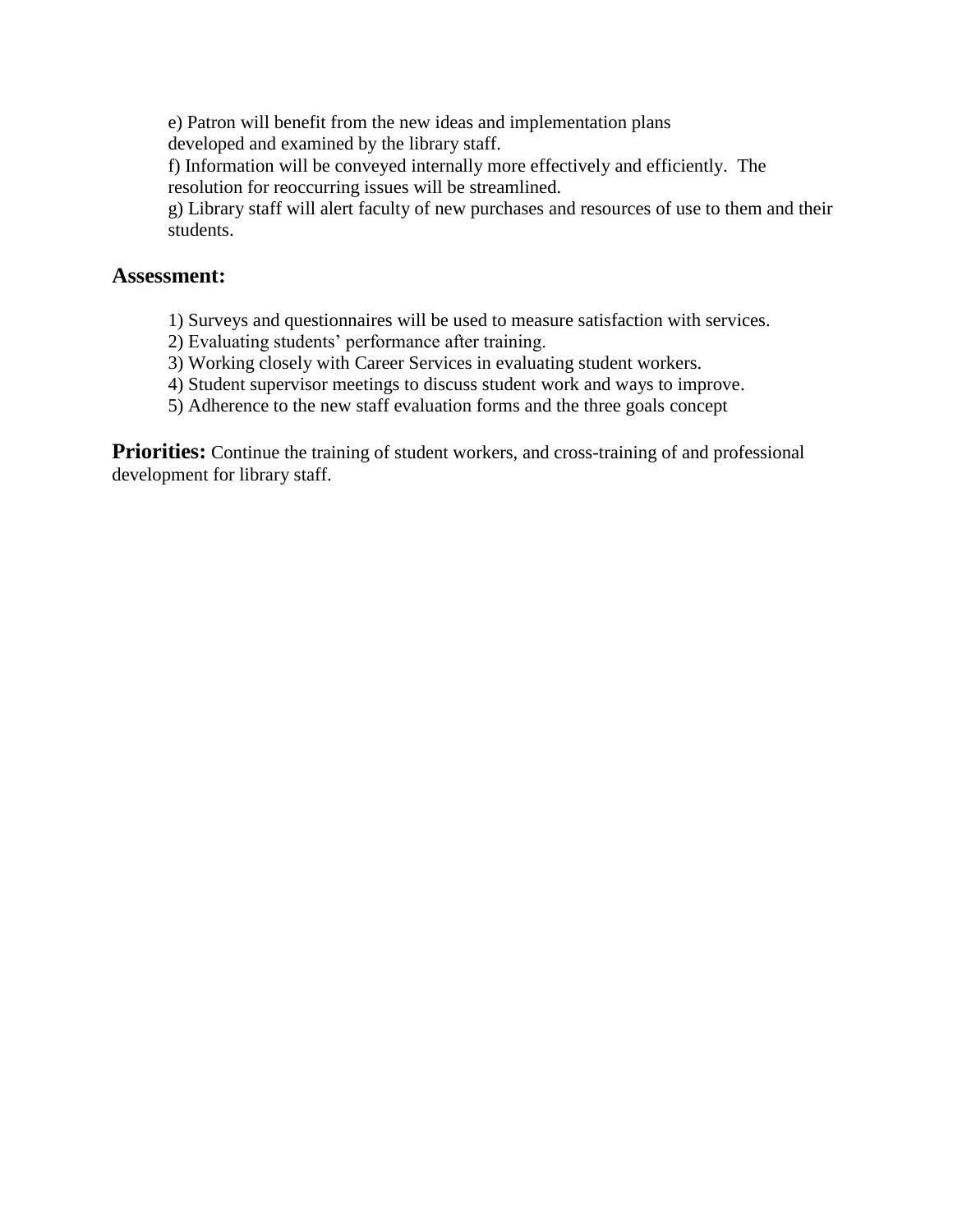e) Patron will benefit from the new ideas and implementation plans developed and examined by the library staff.
f) Information will be conveyed internally more effectively and efficiently. The resolution for reoccurring issues will be streamlined.
g) Library staff will alert faculty of new purchases and resources of use to them and their students.

## Assessment:

1) Surveys and questionnaires will be used to measure satisfaction with services.
2) Evaluating students' performance after training.
3) Working closely with Career Services in evaluating student workers.
4) Student supervisor meetings to discuss student work and ways to improve.
5) Adherence to the new staff evaluation forms and the three goals concept

**Priorities:** Continue the training of student workers, and cross-training of and professional development for library staff.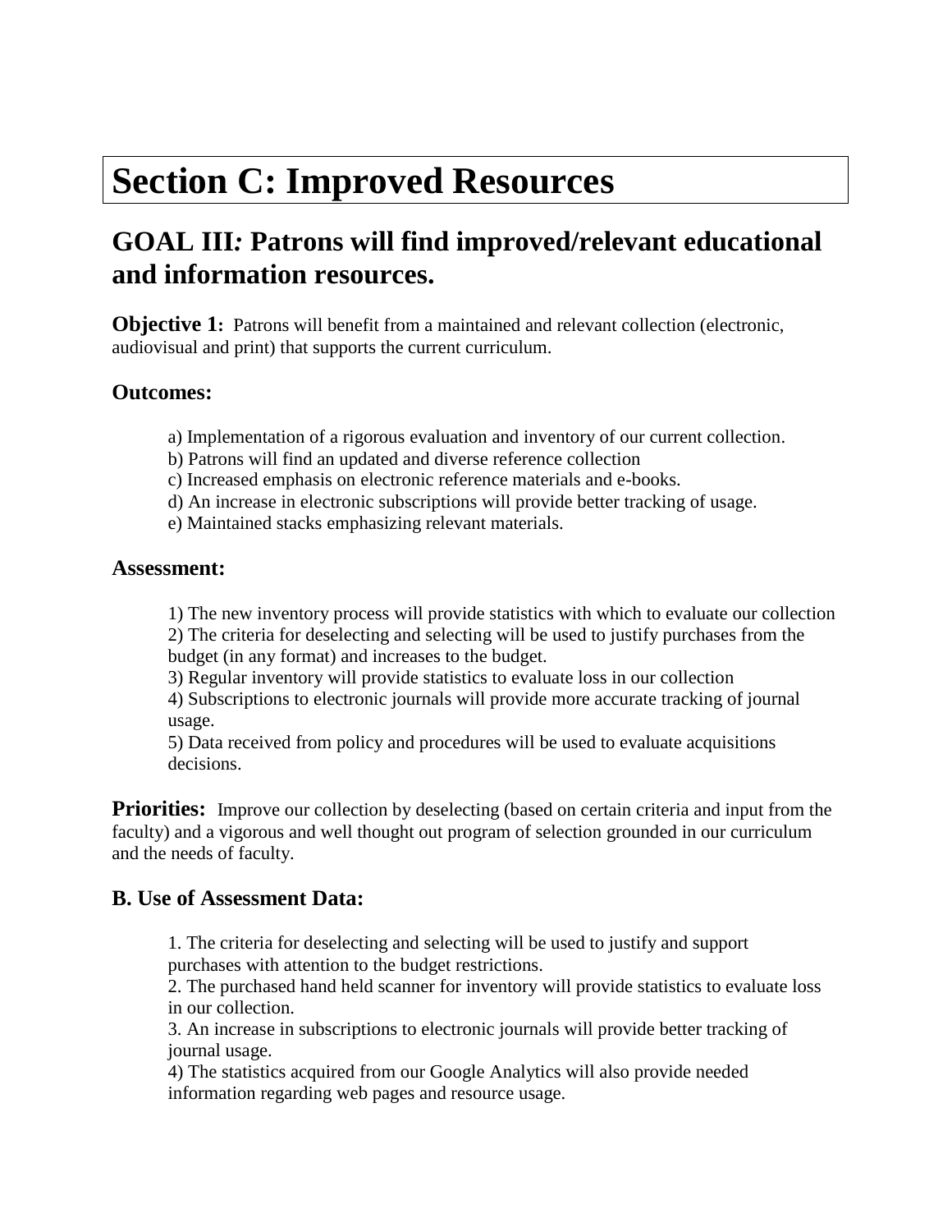# Section C: Improved Resources

## GOAL III: Patrons will find improved/relevant educational and information resources.

**Objective 1:** Patrons will benefit from a maintained and relevant collection (electronic, audiovisual and print) that supports the current curriculum.

### Outcomes:

a) Implementation of a rigorous evaluation and inventory of our current collection.
b) Patrons will find an updated and diverse reference collection
c) Increased emphasis on electronic reference materials and e-books.
d) An increase in electronic subscriptions will provide better tracking of usage.
e) Maintained stacks emphasizing relevant materials.

### Assessment:

1) The new inventory process will provide statistics with which to evaluate our collection
2) The criteria for deselecting and selecting will be used to justify purchases from the budget (in any format) and increases to the budget.
3) Regular inventory will provide statistics to evaluate loss in our collection
4) Subscriptions to electronic journals will provide more accurate tracking of journal usage.
5) Data received from policy and procedures will be used to evaluate acquisitions decisions.

**Priorities:** Improve our collection by deselecting (based on certain criteria and input from the faculty) and a vigorous and well thought out program of selection grounded in our curriculum and the needs of faculty.

### B. Use of Assessment Data:

1. The criteria for deselecting and selecting will be used to justify and support purchases with attention to the budget restrictions.
2. The purchased hand held scanner for inventory will provide statistics to evaluate loss in our collection.
3. An increase in subscriptions to electronic journals will provide better tracking of journal usage.
4) The statistics acquired from our Google Analytics will also provide needed information regarding web pages and resource usage.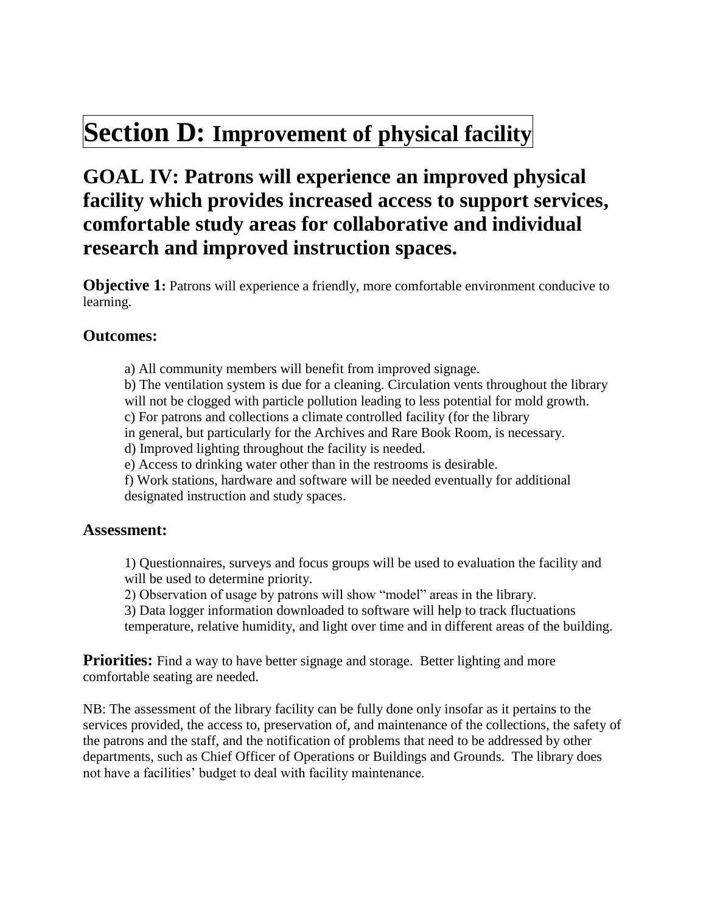# **Section D:** Improvement of physical facility

## GOAL IV: Patrons will experience an improved physical facility which provides increased access to support services, comfortable study areas for collaborative and individual research and improved instruction spaces.

**Objective 1:** Patrons will experience a friendly, more comfortable environment conducive to learning.

### Outcomes:

a) All community members will benefit from improved signage.
b) The ventilation system is due for a cleaning. Circulation vents throughout the library will not be clogged with particle pollution leading to less potential for mold growth.
c) For patrons and collections a climate controlled facility (for the library in general, but particularly for the Archives and Rare Book Room, is necessary.
d) Improved lighting throughout the facility is needed.
e) Access to drinking water other than in the restrooms is desirable.
f) Work stations, hardware and software will be needed eventually for additional designated instruction and study spaces.

### Assessment:

1) Questionnaires, surveys and focus groups will be used to evaluation the facility and will be used to determine priority.
2) Observation of usage by patrons will show "model" areas in the library.
3) Data logger information downloaded to software will help to track fluctuations temperature, relative humidity, and light over time and in different areas of the building.

**Priorities:** Find a way to have better signage and storage. Better lighting and more comfortable seating are needed.

NB: The assessment of the library facility can be fully done only insofar as it pertains to the services provided, the access to, preservation of, and maintenance of the collections, the safety of the patrons and the staff, and the notification of problems that need to be addressed by other departments, such as Chief Officer of Operations or Buildings and Grounds. The library does not have a facilities' budget to deal with facility maintenance.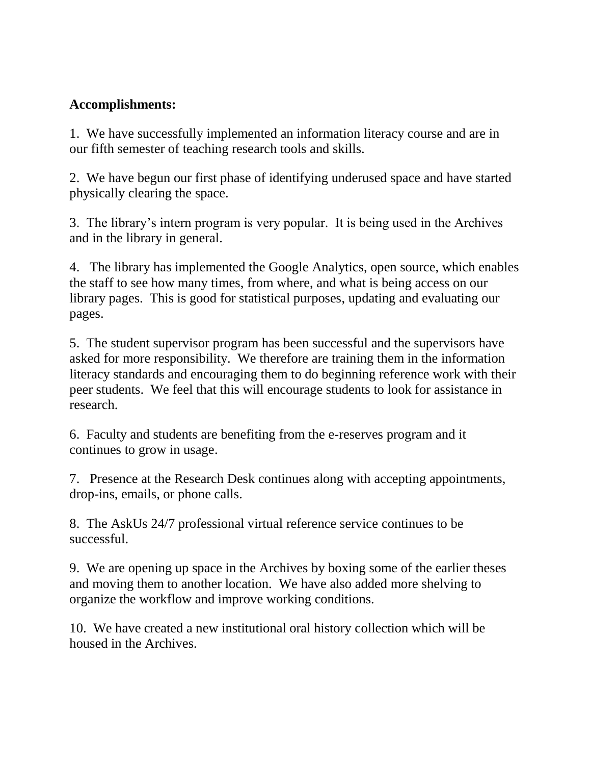**Accomplishments:**

1. We have successfully implemented an information literacy course and are in our fifth semester of teaching research tools and skills.

2. We have begun our first phase of identifying underused space and have started physically clearing the space.

3. The library's intern program is very popular. It is being used in the Archives and in the library in general.

4. The library has implemented the Google Analytics, open source, which enables the staff to see how many times, from where, and what is being access on our library pages. This is good for statistical purposes, updating and evaluating our pages.

5. The student supervisor program has been successful and the supervisors have asked for more responsibility. We therefore are training them in the information literacy standards and encouraging them to do beginning reference work with their peer students. We feel that this will encourage students to look for assistance in research.

6. Faculty and students are benefiting from the e-reserves program and it continues to grow in usage.

7. Presence at the Research Desk continues along with accepting appointments, drop-ins, emails, or phone calls.

8. The AskUs 24/7 professional virtual reference service continues to be successful.

9. We are opening up space in the Archives by boxing some of the earlier theses and moving them to another location. We have also added more shelving to organize the workflow and improve working conditions.

10. We have created a new institutional oral history collection which will be housed in the Archives.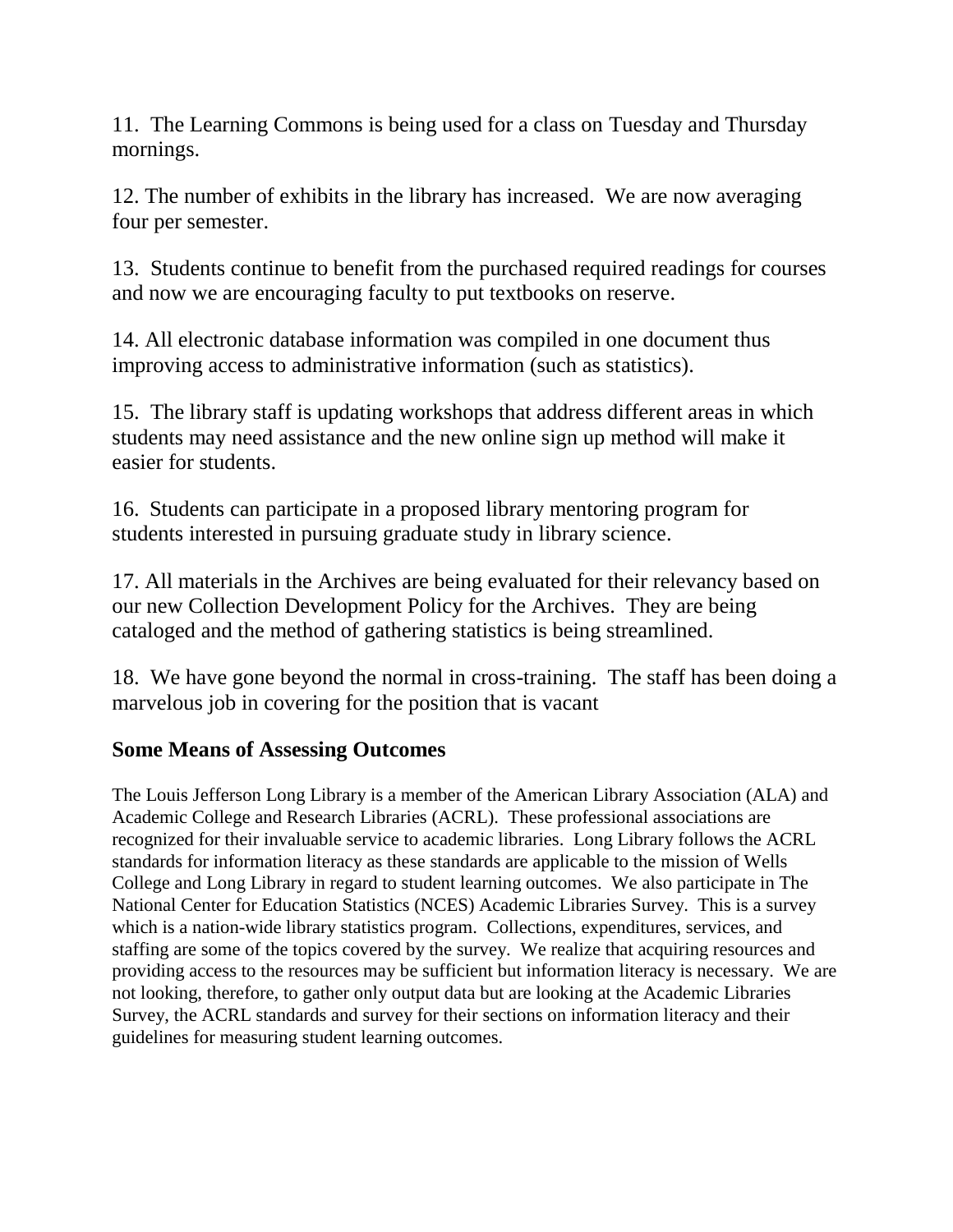11. The Learning Commons is being used for a class on Tuesday and Thursday mornings.

12. The number of exhibits in the library has increased. We are now averaging four per semester.

13. Students continue to benefit from the purchased required readings for courses and now we are encouraging faculty to put textbooks on reserve.

14. All electronic database information was compiled in one document thus improving access to administrative information (such as statistics).

15. The library staff is updating workshops that address different areas in which students may need assistance and the new online sign up method will make it easier for students.

16. Students can participate in a proposed library mentoring program for students interested in pursuing graduate study in library science.

17. All materials in the Archives are being evaluated for their relevancy based on our new Collection Development Policy for the Archives. They are being cataloged and the method of gathering statistics is being streamlined.

18. We have gone beyond the normal in cross-training. The staff has been doing a marvelous job in covering for the position that is vacant

## Some Means of Assessing Outcomes

The Louis Jefferson Long Library is a member of the American Library Association (ALA) and Academic College and Research Libraries (ACRL). These professional associations are recognized for their invaluable service to academic libraries. Long Library follows the ACRL standards for information literacy as these standards are applicable to the mission of Wells College and Long Library in regard to student learning outcomes. We also participate in The National Center for Education Statistics (NCES) Academic Libraries Survey. This is a survey which is a nation-wide library statistics program. Collections, expenditures, services, and staffing are some of the topics covered by the survey. We realize that acquiring resources and providing access to the resources may be sufficient but information literacy is necessary. We are not looking, therefore, to gather only output data but are looking at the Academic Libraries Survey, the ACRL standards and survey for their sections on information literacy and their guidelines for measuring student learning outcomes.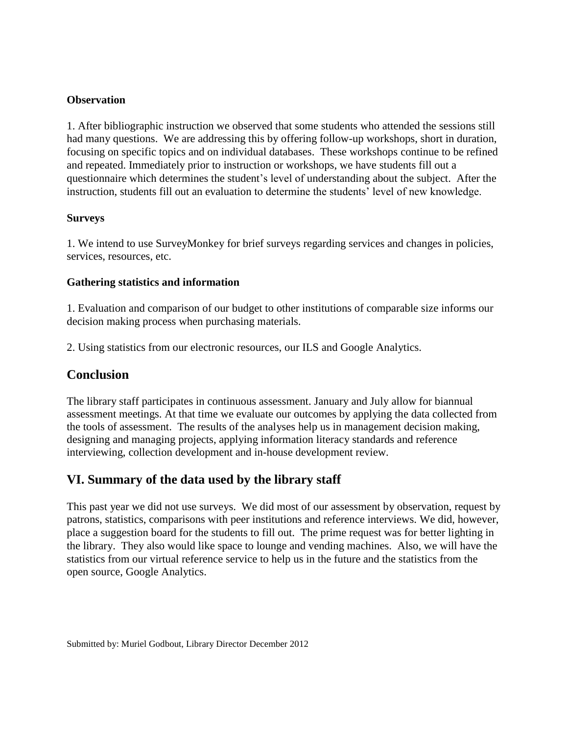**Observation**

1. After bibliographic instruction we observed that some students who attended the sessions still had many questions. We are addressing this by offering follow-up workshops, short in duration, focusing on specific topics and on individual databases. These workshops continue to be refined and repeated. Immediately prior to instruction or workshops, we have students fill out a questionnaire which determines the student's level of understanding about the subject. After the instruction, students fill out an evaluation to determine the students' level of new knowledge.

**Surveys**

1. We intend to use SurveyMonkey for brief surveys regarding services and changes in policies, services, resources, etc.

**Gathering statistics and information**

1. Evaluation and comparison of our budget to other institutions of comparable size informs our decision making process when purchasing materials.

2. Using statistics from our electronic resources, our ILS and Google Analytics.

## Conclusion

The library staff participates in continuous assessment. January and July allow for biannual assessment meetings. At that time we evaluate our outcomes by applying the data collected from the tools of assessment. The results of the analyses help us in management decision making, designing and managing projects, applying information literacy standards and reference interviewing, collection development and in-house development review.

## VI. Summary of the data used by the library staff

This past year we did not use surveys. We did most of our assessment by observation, request by patrons, statistics, comparisons with peer institutions and reference interviews. We did, however, place a suggestion board for the students to fill out. The prime request was for better lighting in the library. They also would like space to lounge and vending machines. Also, we will have the statistics from our virtual reference service to help us in the future and the statistics from the open source, Google Analytics.

Submitted by: Muriel Godbout, Library Director December 2012